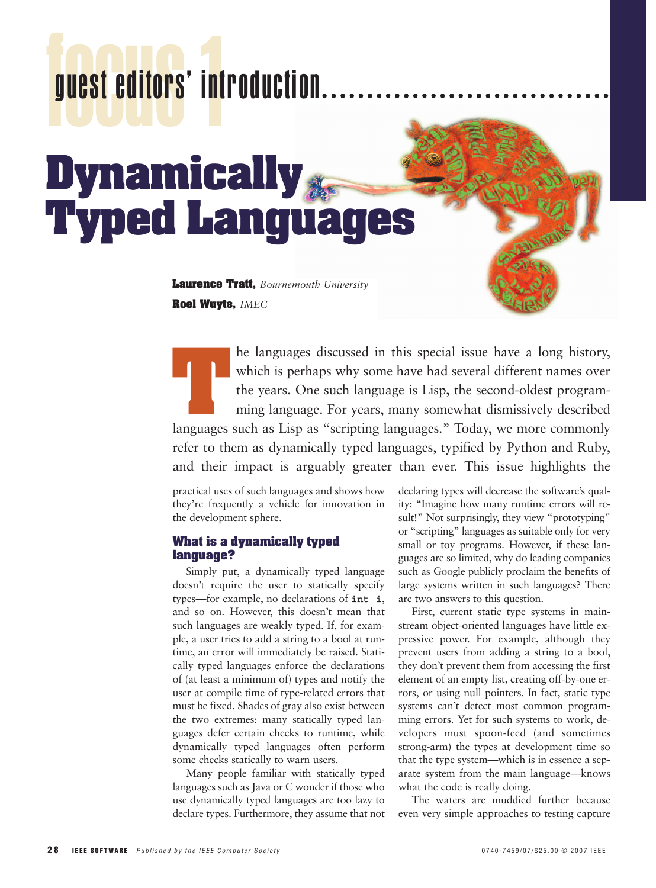# guest editors' introduction

# Dynamically Typed Languages

**Laurence Tratt,** *Bournemouth University*
**Roel Wuyts,** *IMEC*

The languages discussed in this special issue have a long history, which is perhaps why some have had several different names over the years. One such language is Lisp, the second-oldest programming language. For years, many somewhat dismissively described languages such as Lisp as "scripting languages." Today, we more commonly refer to them as dynamically typed languages, typified by Python and Ruby, and their impact is arguably greater than ever. This issue highlights the practical uses of such languages and shows how they're frequently a vehicle for innovation in the development sphere.

## What is a dynamically typed language?

Simply put, a dynamically typed language doesn't require the user to statically specify types—for example, no declarations of `int i`, and so on. However, this doesn't mean that such languages are weakly typed. If, for example, a user tries to add a string to a bool at runtime, an error will immediately be raised. Statically typed languages enforce the declarations of (at least a minimum of) types and notify the user at compile time of type-related errors that must be fixed. Shades of gray also exist between the two extremes: many statically typed languages defer certain checks to runtime, while dynamically typed languages often perform some checks statically to warn users.

Many people familiar with statically typed languages such as Java or C wonder if those who use dynamically typed languages are too lazy to declare types. Furthermore, they assume that not declaring types will decrease the software's quality: "Imagine how many runtime errors will result!" Not surprisingly, they view "prototyping" or "scripting" languages as suitable only for very small or toy programs. However, if these languages are so limited, why do leading companies such as Google publicly proclaim the benefits of large systems written in such languages? There are two answers to this question.

First, current static type systems in mainstream object-oriented languages have little expressive power. For example, although they prevent users from adding a string to a bool, they don't prevent them from accessing the first element of an empty list, creating off-by-one errors, or using null pointers. In fact, static type systems can't detect most common programming errors. Yet for such systems to work, developers must spoon-feed (and sometimes strong-arm) the types at development time so that the type system—which is in essence a separate system from the main language—knows what the code is really doing.

The waters are muddied further because even very simple approaches to testing capture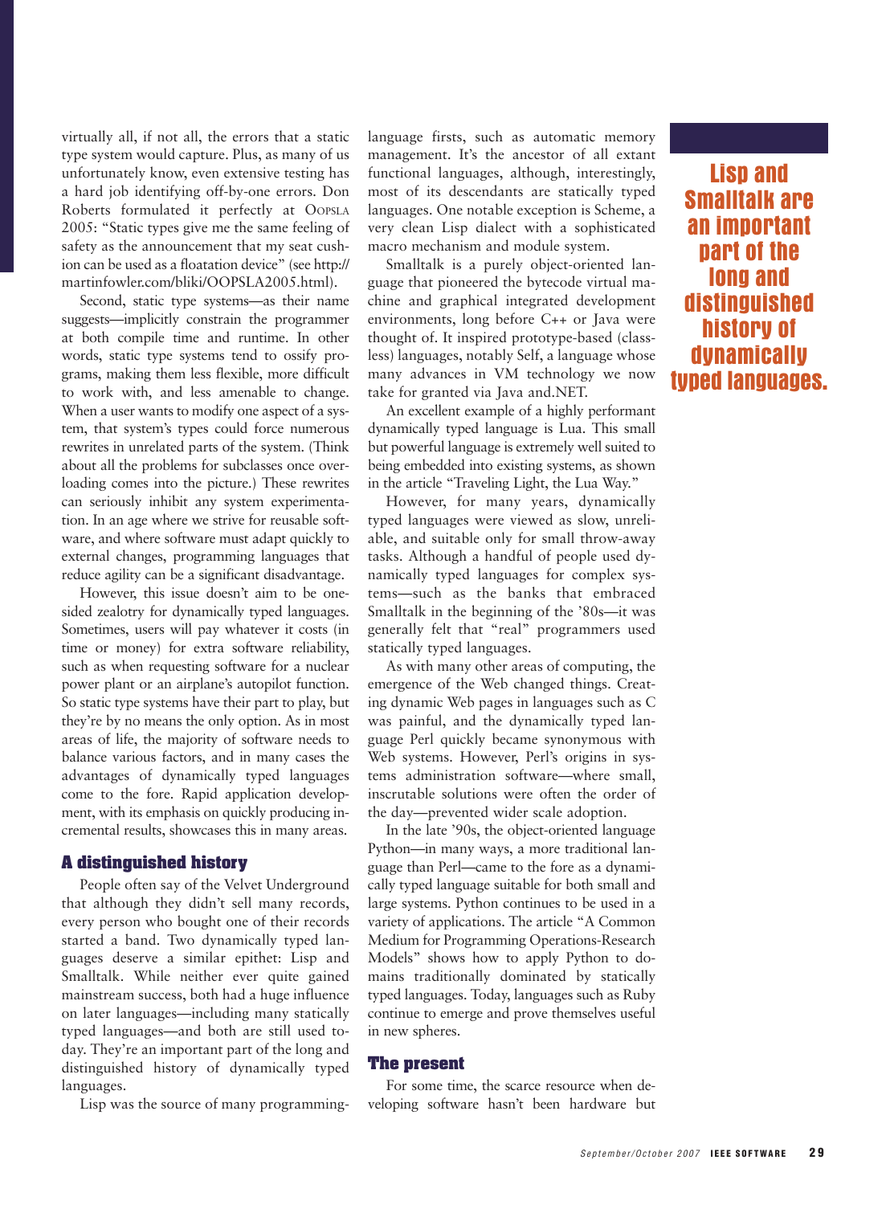virtually all, if not all, the errors that a static type system would capture. Plus, as many of us unfortunately know, even extensive testing has a hard job identifying off-by-one errors. Don Roberts formulated it perfectly at OOPSLA 2005: "Static types give me the same feeling of safety as the announcement that my seat cushion can be used as a floatation device" (see http://martinfowler.com/bliki/OOPSLA2005.html).

Second, static type systems—as their name suggests—implicitly constrain the programmer at both compile time and runtime. In other words, static type systems tend to ossify programs, making them less flexible, more difficult to work with, and less amenable to change. When a user wants to modify one aspect of a system, that system's types could force numerous rewrites in unrelated parts of the system. (Think about all the problems for subclasses once overloading comes into the picture.) These rewrites can seriously inhibit any system experimentation. In an age where we strive for reusable software, and where software must adapt quickly to external changes, programming languages that reduce agility can be a significant disadvantage.

However, this issue doesn't aim to be one-sided zealotry for dynamically typed languages. Sometimes, users will pay whatever it costs (in time or money) for extra software reliability, such as when requesting software for a nuclear power plant or an airplane's autopilot function. So static type systems have their part to play, but they're by no means the only option. As in most areas of life, the majority of software needs to balance various factors, and in many cases the advantages of dynamically typed languages come to the fore. Rapid application development, with its emphasis on quickly producing incremental results, showcases this in many areas.

## A distinguished history

People often say of the Velvet Underground that although they didn't sell many records, every person who bought one of their records started a band. Two dynamically typed languages deserve a similar epithet: Lisp and Smalltalk. While neither ever quite gained mainstream success, both had a huge influence on later languages—including many statically typed languages—and both are still used today. They're an important part of the long and distinguished history of dynamically typed languages.

Lisp was the source of many programming-language firsts, such as automatic memory management. It's the ancestor of all extant functional languages, although, interestingly, most of its descendants are statically typed languages. One notable exception is Scheme, a very clean Lisp dialect with a sophisticated macro mechanism and module system.

Smalltalk is a purely object-oriented language that pioneered the bytecode virtual machine and graphical integrated development environments, long before C++ or Java were thought of. It inspired prototype-based (classless) languages, notably Self, a language whose many advances in VM technology we now take for granted via Java and.NET.

An excellent example of a highly performant dynamically typed language is Lua. This small but powerful language is extremely well suited to being embedded into existing systems, as shown in the article "Traveling Light, the Lua Way."

However, for many years, dynamically typed languages were viewed as slow, unreliable, and suitable only for small throw-away tasks. Although a handful of people used dynamically typed languages for complex systems—such as the banks that embraced Smalltalk in the beginning of the '80s—it was generally felt that "real" programmers used statically typed languages.

As with many other areas of computing, the emergence of the Web changed things. Creating dynamic Web pages in languages such as C was painful, and the dynamically typed language Perl quickly became synonymous with Web systems. However, Perl's origins in systems administration software—where small, inscrutable solutions were often the order of the day—prevented wider scale adoption.

In the late '90s, the object-oriented language Python—in many ways, a more traditional language than Perl—came to the fore as a dynamically typed language suitable for both small and large systems. Python continues to be used in a variety of applications. The article "A Common Medium for Programming Operations-Research Models" shows how to apply Python to domains traditionally dominated by statically typed languages. Today, languages such as Ruby continue to emerge and prove themselves useful in new spheres.

**Lisp and Smalltalk are an important part of the long and distinguished history of dynamically typed languages.**

## The present

For some time, the scarce resource when developing software hasn't been hardware but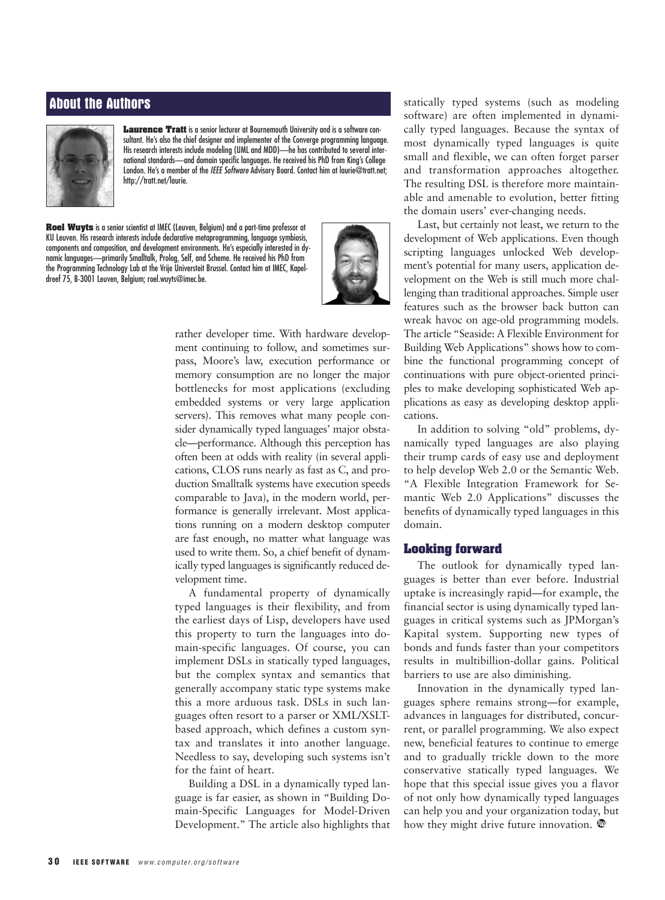## About the Authors

**Laurence Tratt** is a senior lecturer at Bournemouth University and is a software consultant. He's also the chief designer and implementer of the Converge programming language. His research interests include modeling (UML and MDD)—he has contributed to several international standards—and domain specific languages. He received his PhD from King's College London. He's a member of the *IEEE Software* Advisory Board. Contact him at laurie@tratt.net; http://tratt.net/laurie.

**Roel Wuyts** is a senior scientist at IMEC (Leuven, Belgium) and a part-time professor at KU Leuven. His research interests include declarative metaprogramming, language symbiosis, components and composition, and development environments. He's especially interested in dynamic languages—primarily Smalltalk, Prolog, Self, and Scheme. He received his PhD from the Programming Technology Lab at the Vrije Universiteit Brussel. Contact him at IMEC, Kapeldreef 75, B-3001 Leuven, Belgium; roel.wuyts@imec.be.

rather developer time. With hardware development continuing to follow, and sometimes surpass, Moore's law, execution performance or memory consumption are no longer the major bottlenecks for most applications (excluding embedded systems or very large application servers). This removes what many people consider dynamically typed languages' major obstacle—performance. Although this perception has often been at odds with reality (in several applications, CLOS runs nearly as fast as C, and production Smalltalk systems have execution speeds comparable to Java), in the modern world, performance is generally irrelevant. Most applications running on a modern desktop computer are fast enough, no matter what language was used to write them. So, a chief benefit of dynamically typed languages is significantly reduced development time.

A fundamental property of dynamically typed languages is their flexibility, and from the earliest days of Lisp, developers have used this property to turn the languages into domain-specific languages. Of course, you can implement DSLs in statically typed languages, but the complex syntax and semantics that generally accompany static type systems make this a more arduous task. DSLs in such languages often resort to a parser or XML/XSLT-based approach, which defines a custom syntax and translates it into another language. Needless to say, developing such systems isn't for the faint of heart.

Building a DSL in a dynamically typed language is far easier, as shown in "Building Domain-Specific Languages for Model-Driven Development." The article also highlights that statically typed systems (such as modeling software) are often implemented in dynamically typed languages. Because the syntax of most dynamically typed languages is quite small and flexible, we can often forget parser and transformation approaches altogether. The resulting DSL is therefore more maintainable and amenable to evolution, better fitting the domain users' ever-changing needs.

Last, but certainly not least, we return to the development of Web applications. Even though scripting languages unlocked Web development's potential for many users, application development on the Web is still much more challenging than traditional approaches. Simple user features such as the browser back button can wreak havoc on age-old programming models. The article "Seaside: A Flexible Environment for Building Web Applications" shows how to combine the functional programming concept of continuations with pure object-oriented principles to make developing sophisticated Web applications as easy as developing desktop applications.

In addition to solving "old" problems, dynamically typed languages are also playing their trump cards of easy use and deployment to help develop Web 2.0 or the Semantic Web. "A Flexible Integration Framework for Semantic Web 2.0 Applications" discusses the benefits of dynamically typed languages in this domain.

## Looking forward

The outlook for dynamically typed languages is better than ever before. Industrial uptake is increasingly rapid—for example, the financial sector is using dynamically typed languages in critical systems such as JPMorgan's Kapital system. Supporting new types of bonds and funds faster than your competitors results in multibillion-dollar gains. Political barriers to use are also diminishing.

Innovation in the dynamically typed languages sphere remains strong—for example, advances in languages for distributed, concurrent, or parallel programming. We also expect new, beneficial features to continue to emerge and to gradually trickle down to the more conservative statically typed languages. We hope that this special issue gives you a flavor of not only how dynamically typed languages can help you and your organization today, but how they might drive future innovation.